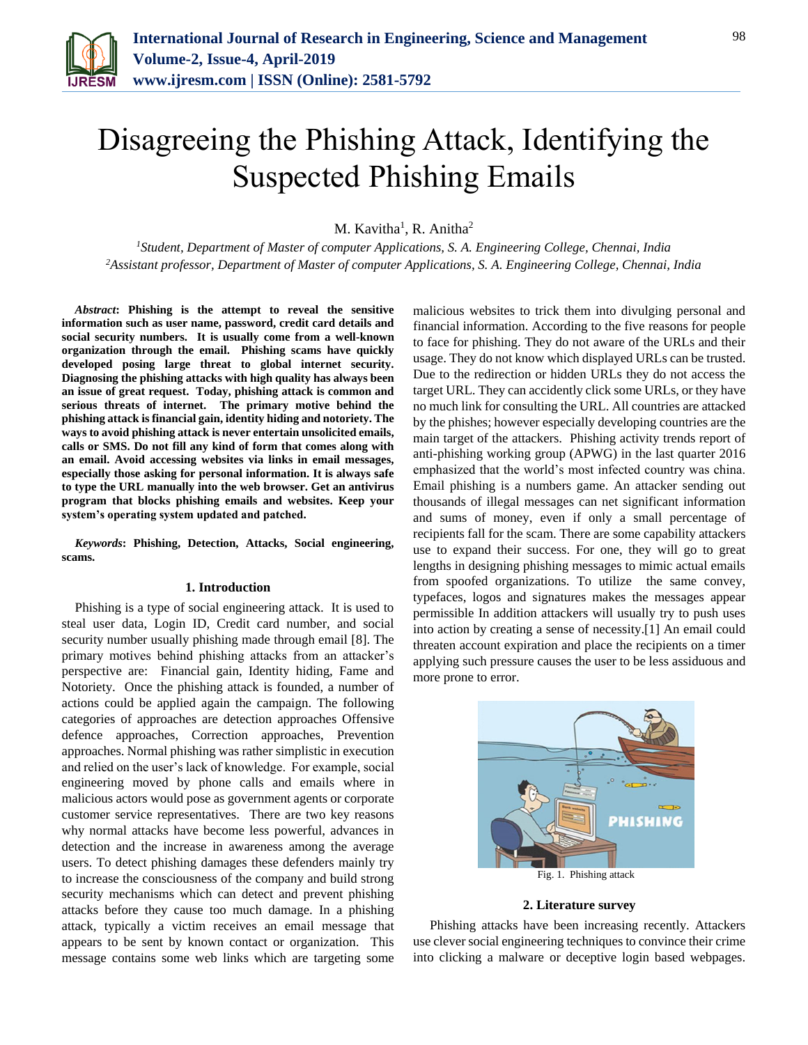# Disagreeing the Phishing Attack, Identifying the Suspected Phishing Emails

M. Kavitha[1], R. Anitha[2]

[1]*Student, Department of Master of computer Applications, S. A. Engineering College, Chennai, India*
[2]*Assistant professor, Department of Master of computer Applications, S. A. Engineering College, Chennai, India*

***Abstract*: Phishing is the attempt to reveal the sensitive information such as user name, password, credit card details and social security numbers. It is usually come from a well-known organization through the email. Phishing scams have quickly developed posing large threat to global internet security. Diagnosing the phishing attacks with high quality has always been an issue of great request. Today, phishing attack is common and serious threats of internet. The primary motive behind the phishing attack is financial gain, identity hiding and notoriety. The ways to avoid phishing attack is never entertain unsolicited emails, calls or SMS. Do not fill any kind of form that comes along with an email. Avoid accessing websites via links in email messages, especially those asking for personal information. It is always safe to type the URL manually into the web browser. Get an antivirus program that blocks phishing emails and websites. Keep your system's operating system updated and patched.**

***Keywords*: Phishing, Detection, Attacks, Social engineering, scams.**

## 1. Introduction

Phishing is a type of social engineering attack. It is used to steal user data, Login ID, Credit card number, and social security number usually phishing made through email [8]. The primary motives behind phishing attacks from an attacker's perspective are: Financial gain, Identity hiding, Fame and Notoriety. Once the phishing attack is founded, a number of actions could be applied again the campaign. The following categories of approaches are detection approaches Offensive defence approaches, Correction approaches, Prevention approaches. Normal phishing was rather simplistic in execution and relied on the user's lack of knowledge. For example, social engineering moved by phone calls and emails where in malicious actors would pose as government agents or corporate customer service representatives. There are two key reasons why normal attacks have become less powerful, advances in detection and the increase in awareness among the average users. To detect phishing damages these defenders mainly try to increase the consciousness of the company and build strong security mechanisms which can detect and prevent phishing attacks before they cause too much damage. In a phishing attack, typically a victim receives an email message that appears to be sent by known contact or organization. This message contains some web links which are targeting some malicious websites to trick them into divulging personal and financial information. According to the five reasons for people to face for phishing. They do not aware of the URLs and their usage. They do not know which displayed URLs can be trusted. Due to the redirection or hidden URLs they do not access the target URL. They can accidently click some URLs, or they have no much link for consulting the URL. All countries are attacked by the phishes; however especially developing countries are the main target of the attackers. Phishing activity trends report of anti-phishing working group (APWG) in the last quarter 2016 emphasized that the world's most infected country was china. Email phishing is a numbers game. An attacker sending out thousands of illegal messages can net significant information and sums of money, even if only a small percentage of recipients fall for the scam. There are some capability attackers use to expand their success. For one, they will go to great lengths in designing phishing messages to mimic actual emails from spoofed organizations. To utilize the same convey, typefaces, logos and signatures makes the messages appear permissible In addition attackers will usually try to push uses into action by creating a sense of necessity.[1] An email could threaten account expiration and place the recipients on a timer applying such pressure causes the user to be less assiduous and more prone to error.

Fig. 1. Phishing attack

## 2. Literature survey

Phishing attacks have been increasing recently. Attackers use clever social engineering techniques to convince their crime into clicking a malware or deceptive login based webpages.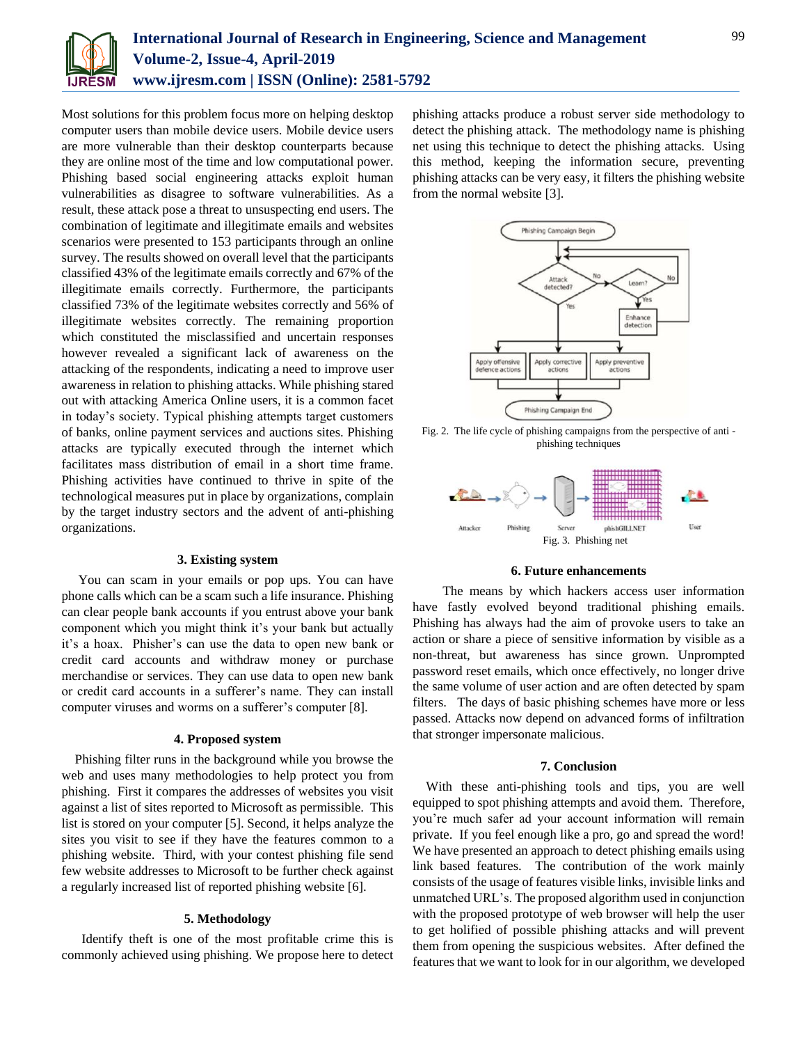Most solutions for this problem focus more on helping desktop computer users than mobile device users. Mobile device users are more vulnerable than their desktop counterparts because they are online most of the time and low computational power. Phishing based social engineering attacks exploit human vulnerabilities as disagree to software vulnerabilities. As a result, these attack pose a threat to unsuspecting end users. The combination of legitimate and illegitimate emails and websites scenarios were presented to 153 participants through an online survey. The results showed on overall level that the participants classified 43% of the legitimate emails correctly and 67% of the illegitimate emails correctly. Furthermore, the participants classified 73% of the legitimate websites correctly and 56% of illegitimate websites correctly. The remaining proportion which constituted the misclassified and uncertain responses however revealed a significant lack of awareness on the attacking of the respondents, indicating a need to improve user awareness in relation to phishing attacks. While phishing stared out with attacking America Online users, it is a common facet in today's society. Typical phishing attempts target customers of banks, online payment services and auctions sites. Phishing attacks are typically executed through the internet which facilitates mass distribution of email in a short time frame. Phishing activities have continued to thrive in spite of the technological measures put in place by organizations, complain by the target industry sectors and the advent of anti-phishing organizations.

## 3. Existing system

You can scam in your emails or pop ups. You can have phone calls which can be a scam such a life insurance. Phishing can clear people bank accounts if you entrust above your bank component which you might think it's your bank but actually it's a hoax. Phisher's can use the data to open new bank or credit card accounts and withdraw money or purchase merchandise or services. They can use data to open new bank or credit card accounts in a sufferer's name. They can install computer viruses and worms on a sufferer's computer [8].

## 4. Proposed system

Phishing filter runs in the background while you browse the web and uses many methodologies to help protect you from phishing. First it compares the addresses of websites you visit against a list of sites reported to Microsoft as permissible. This list is stored on your computer [5]. Second, it helps analyze the sites you visit to see if they have the features common to a phishing website. Third, with your contest phishing file send few website addresses to Microsoft to be further check against a regularly increased list of reported phishing website [6].

## 5. Methodology

Identify theft is one of the most profitable crime this is commonly achieved using phishing. We propose here to detect phishing attacks produce a robust server side methodology to detect the phishing attack. The methodology name is phishing net using this technique to detect the phishing attacks. Using this method, keeping the information secure, preventing phishing attacks can be very easy, it filters the phishing website from the normal website [3].

Fig. 2. The life cycle of phishing campaigns from the perspective of anti - phishing techniques

Fig. 3. Phishing net

## 6. Future enhancements

The means by which hackers access user information have fastly evolved beyond traditional phishing emails. Phishing has always had the aim of provoke users to take an action or share a piece of sensitive information by visible as a non-threat, but awareness has since grown. Unprompted password reset emails, which once effectively, no longer drive the same volume of user action and are often detected by spam filters. The days of basic phishing schemes have more or less passed. Attacks now depend on advanced forms of infiltration that stronger impersonate malicious.

## 7. Conclusion

With these anti-phishing tools and tips, you are well equipped to spot phishing attempts and avoid them. Therefore, you're much safer ad your account information will remain private. If you feel enough like a pro, go and spread the word! We have presented an approach to detect phishing emails using link based features. The contribution of the work mainly consists of the usage of features visible links, invisible links and unmatched URL's. The proposed algorithm used in conjunction with the proposed prototype of web browser will help the user to get holified of possible phishing attacks and will prevent them from opening the suspicious websites. After defined the features that we want to look for in our algorithm, we developed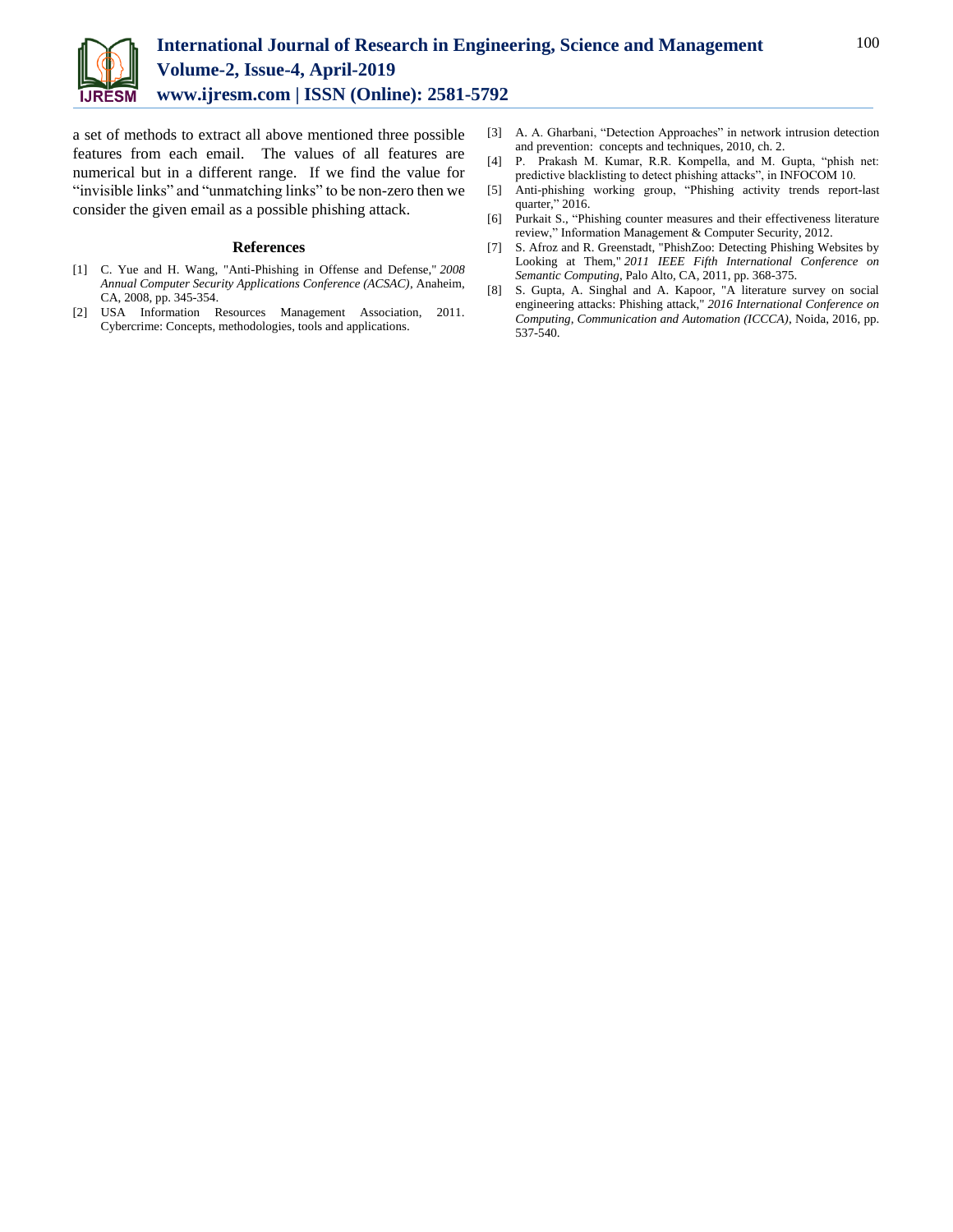a set of methods to extract all above mentioned three possible features from each email. The values of all features are numerical but in a different range. If we find the value for "invisible links" and "unmatching links" to be non-zero then we consider the given email as a possible phishing attack.

## References

[1] C. Yue and H. Wang, "Anti-Phishing in Offense and Defense," *2008 Annual Computer Security Applications Conference (ACSAC)*, Anaheim, CA, 2008, pp. 345-354.

[2] USA Information Resources Management Association, 2011. Cybercrime: Concepts, methodologies, tools and applications.

[3] A. A. Gharbani, "Detection Approaches" in network intrusion detection and prevention: concepts and techniques, 2010, ch. 2.

[4] P. Prakash M. Kumar, R.R. Kompella, and M. Gupta, "phish net: predictive blacklisting to detect phishing attacks", in INFOCOM 10.

[5] Anti-phishing working group, "Phishing activity trends report-last quarter," 2016.

[6] Purkait S., "Phishing counter measures and their effectiveness literature review," Information Management & Computer Security, 2012.

[7] S. Afroz and R. Greenstadt, "PhishZoo: Detecting Phishing Websites by Looking at Them," *2011 IEEE Fifth International Conference on Semantic Computing*, Palo Alto, CA, 2011, pp. 368-375.

[8] S. Gupta, A. Singhal and A. Kapoor, "A literature survey on social engineering attacks: Phishing attack," *2016 International Conference on Computing, Communication and Automation (ICCCA)*, Noida, 2016, pp. 537-540.